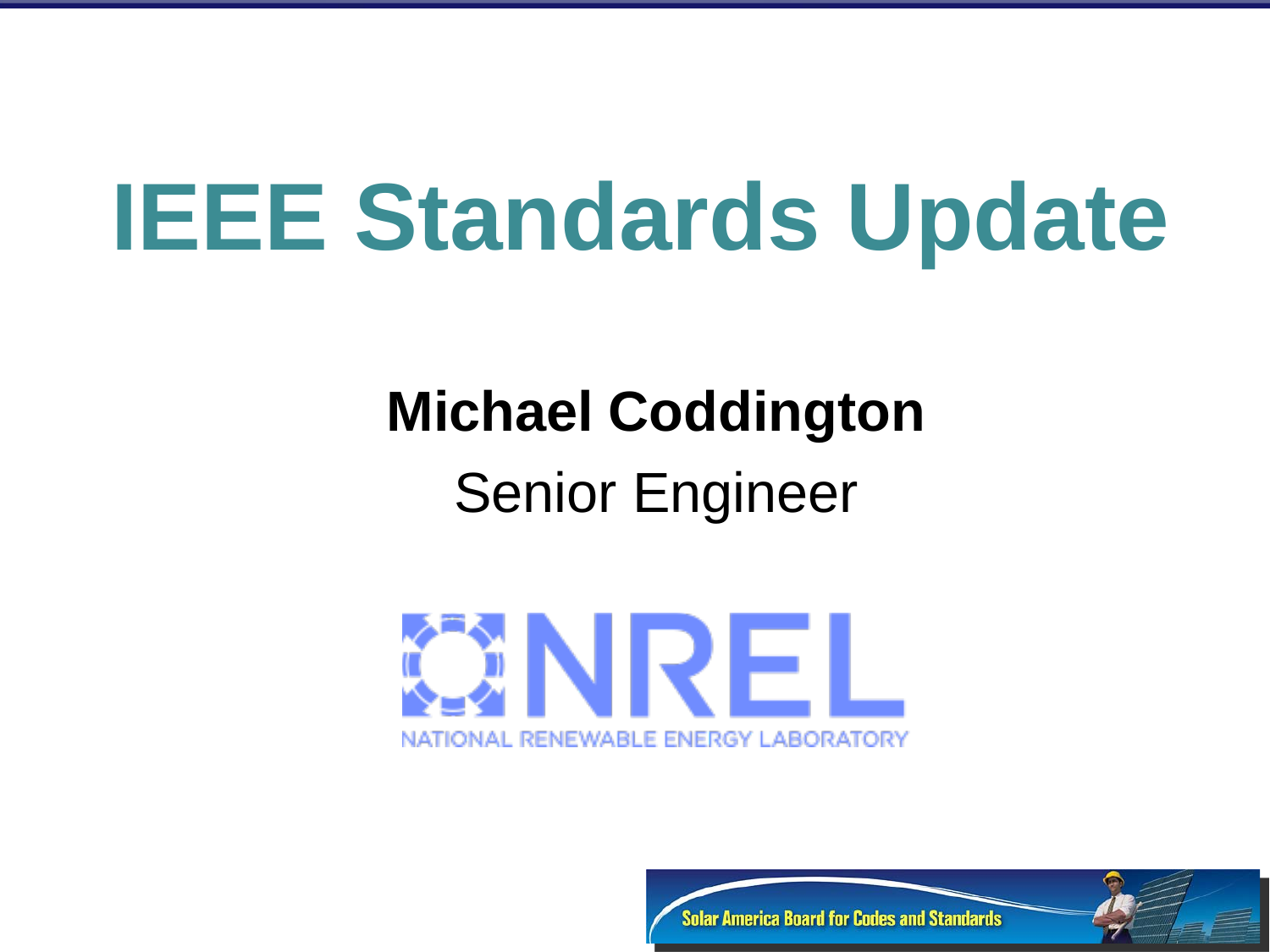# IEEE Standards Update

**Michael Coddington**

Senior Engineer

NREL

NATIONAL RENEWABLE ENERGY LABORATORY

Solar America Board for Codes and Standards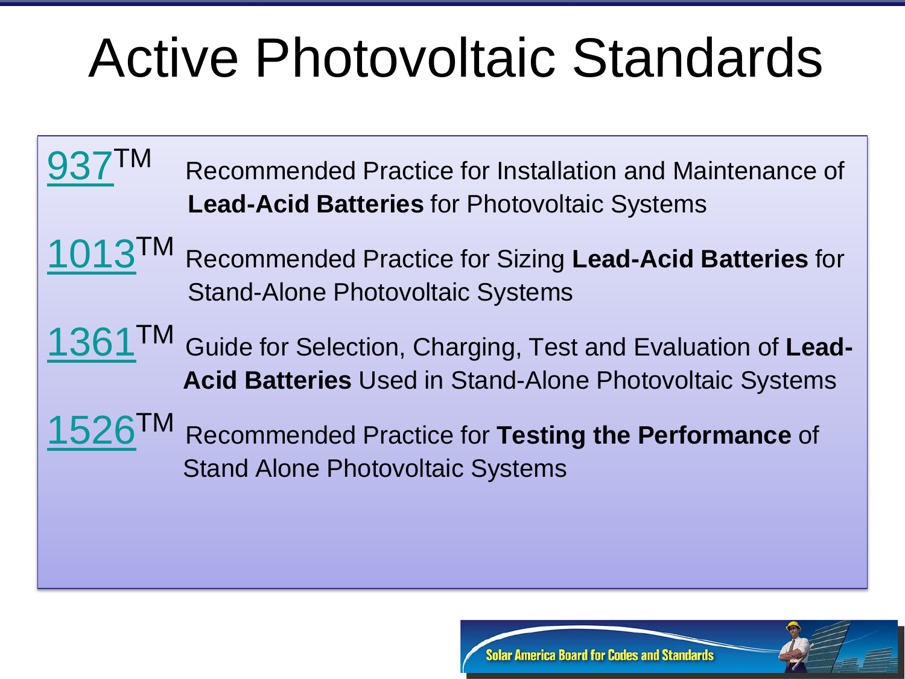# Active Photovoltaic Standards

937™ Recommended Practice for Installation and Maintenance of **Lead-Acid Batteries** for Photovoltaic Systems

1013™ Recommended Practice for Sizing **Lead-Acid Batteries** for Stand-Alone Photovoltaic Systems

1361™ Guide for Selection, Charging, Test and Evaluation of **Lead-Acid Batteries** Used in Stand-Alone Photovoltaic Systems

1526™ Recommended Practice for **Testing the Performance** of Stand Alone Photovoltaic Systems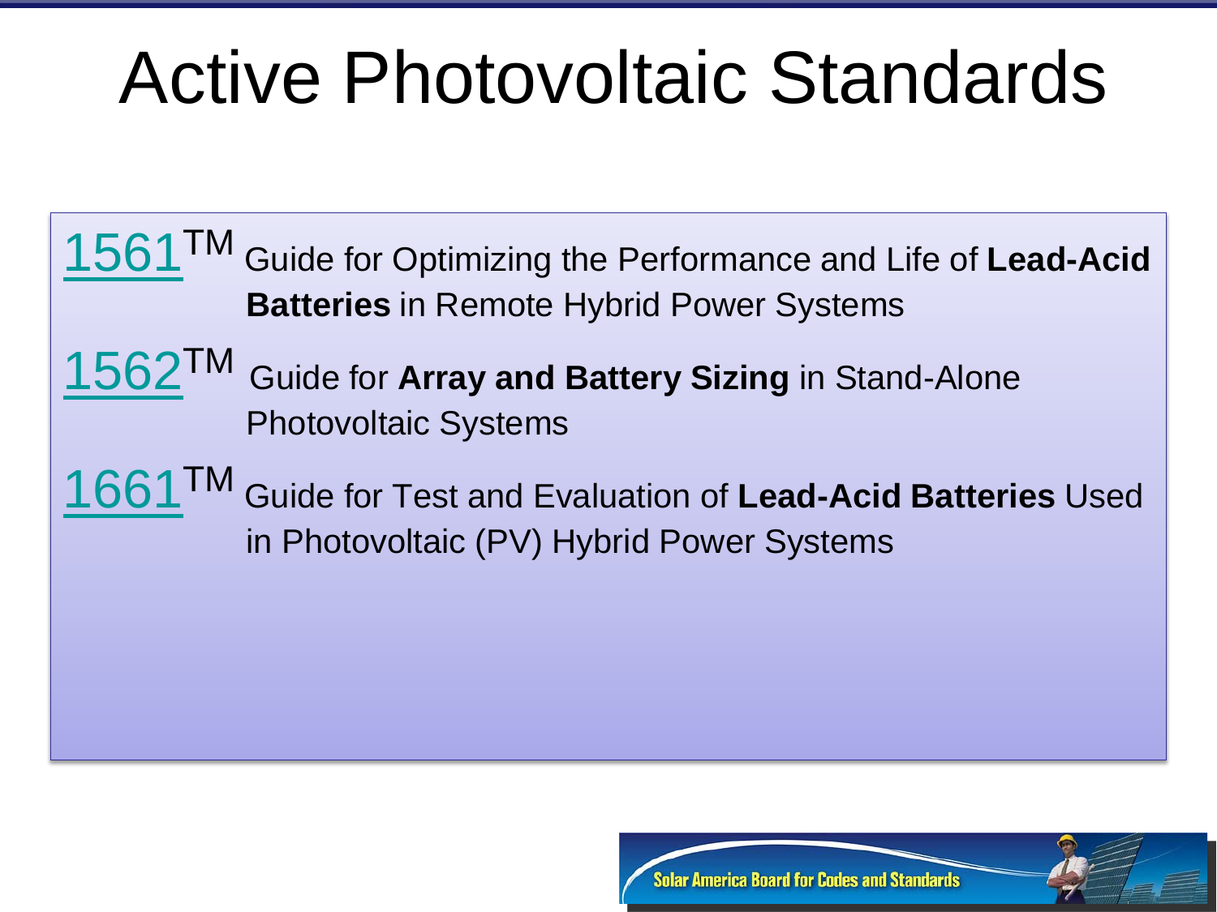# Active Photovoltaic Standards

1561™ Guide for Optimizing the Performance and Life of **Lead-Acid Batteries** in Remote Hybrid Power Systems

1562™ Guide for **Array and Battery Sizing** in Stand-Alone Photovoltaic Systems

1661™ Guide for Test and Evaluation of **Lead-Acid Batteries** Used in Photovoltaic (PV) Hybrid Power Systems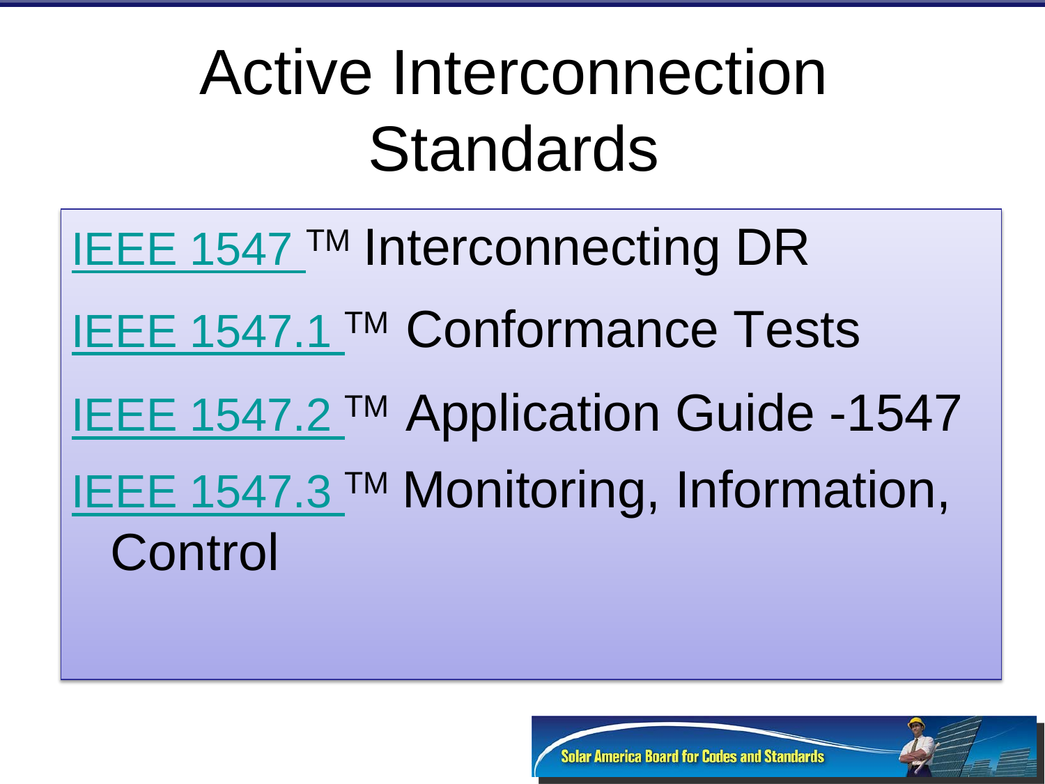# Active Interconnection Standards

- IEEE 1547 ™ Interconnecting DR
- IEEE 1547.1 ™ Conformance Tests
- IEEE 1547.2 ™ Application Guide -1547
- IEEE 1547.3 ™ Monitoring, Information, Control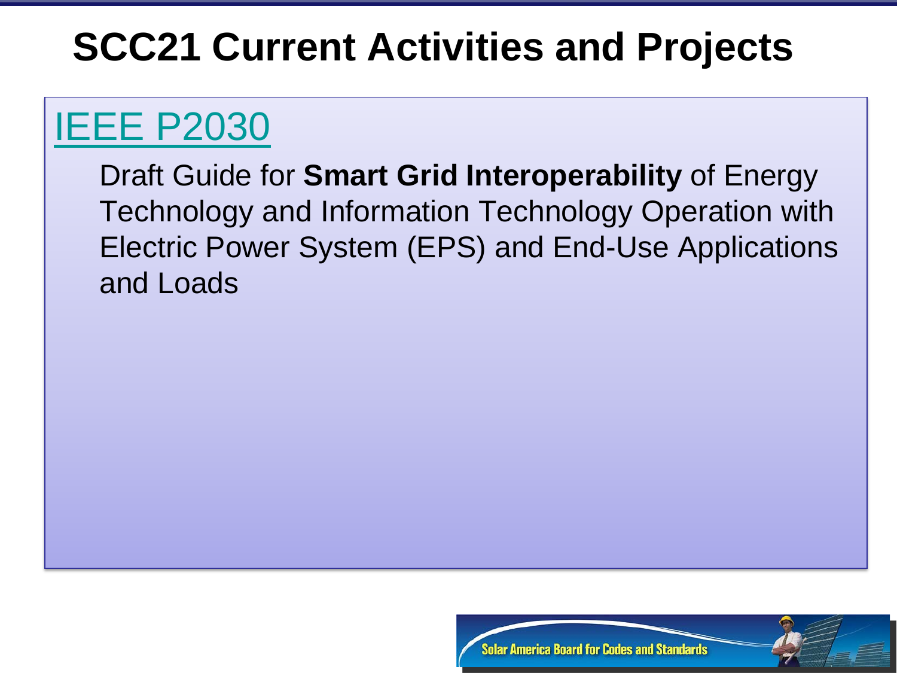# SCC21 Current Activities and Projects

## IEEE P2030

Draft Guide for **Smart Grid Interoperability** of Energy Technology and Information Technology Operation with Electric Power System (EPS) and End-Use Applications and Loads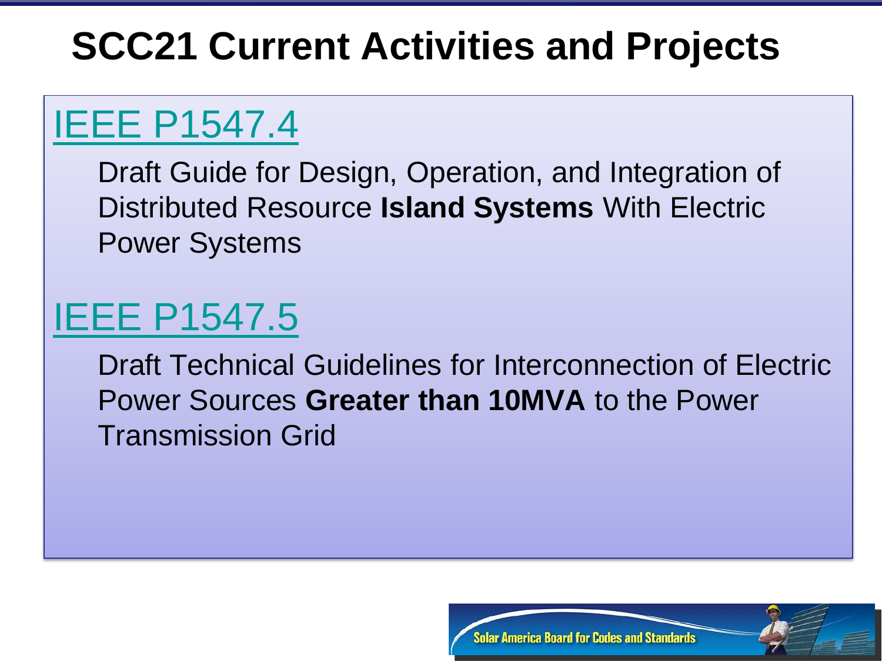# SCC21 Current Activities and Projects

## IEEE P1547.4

Draft Guide for Design, Operation, and Integration of Distributed Resource **Island Systems** With Electric Power Systems

## IEEE P1547.5

Draft Technical Guidelines for Interconnection of Electric Power Sources **Greater than 10MVA** to the Power Transmission Grid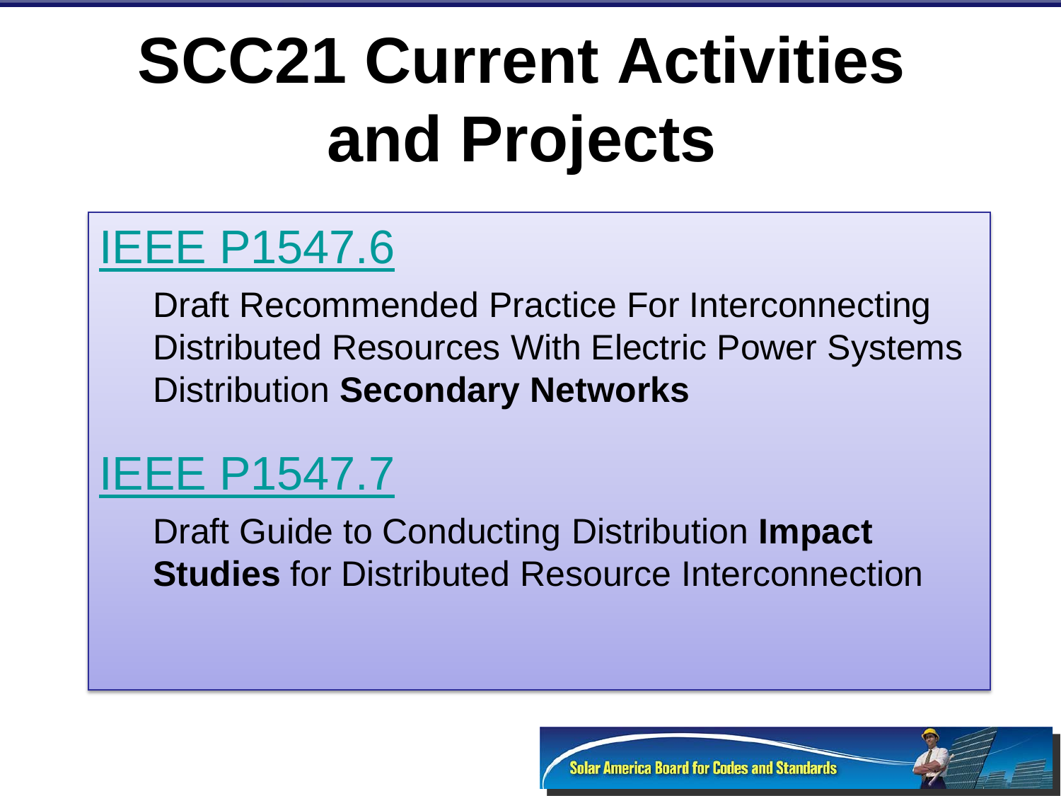# SCC21 Current Activities and Projects

## IEEE P1547.6

Draft Recommended Practice For Interconnecting Distributed Resources With Electric Power Systems Distribution **Secondary Networks**

## IEEE P1547.7

Draft Guide to Conducting Distribution **Impact Studies** for Distributed Resource Interconnection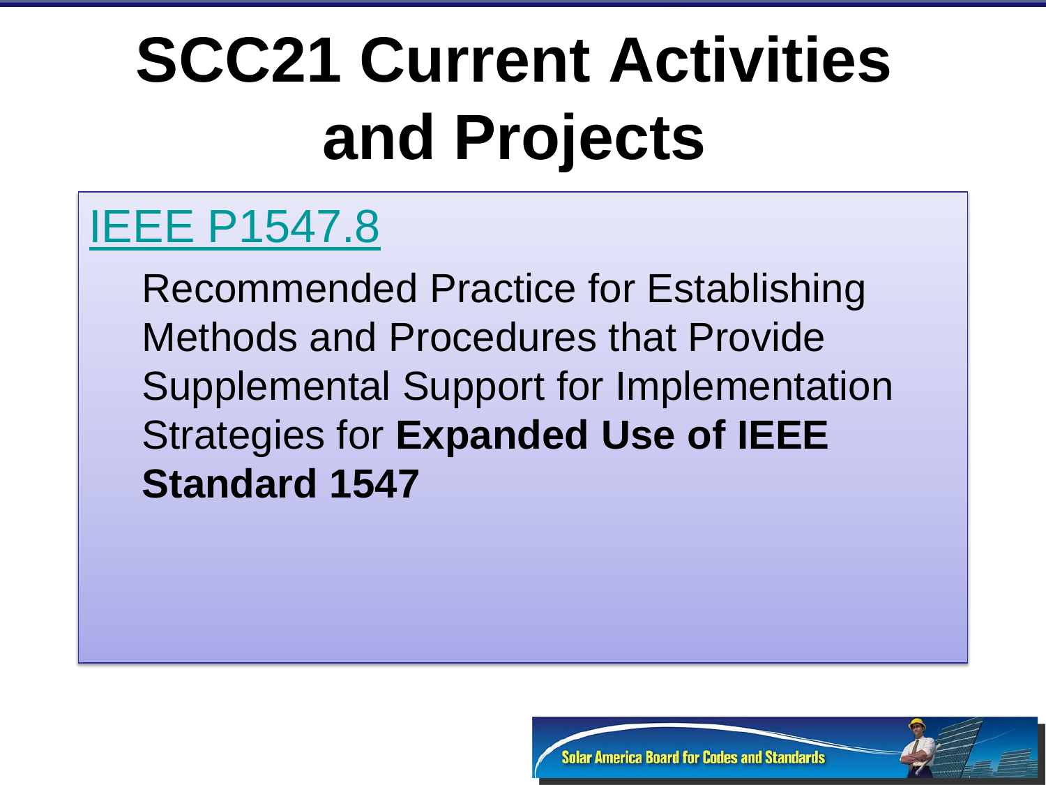# SCC21 Current Activities and Projects

IEEE P1547.8

Recommended Practice for Establishing Methods and Procedures that Provide Supplemental Support for Implementation Strategies for **Expanded Use of IEEE Standard 1547**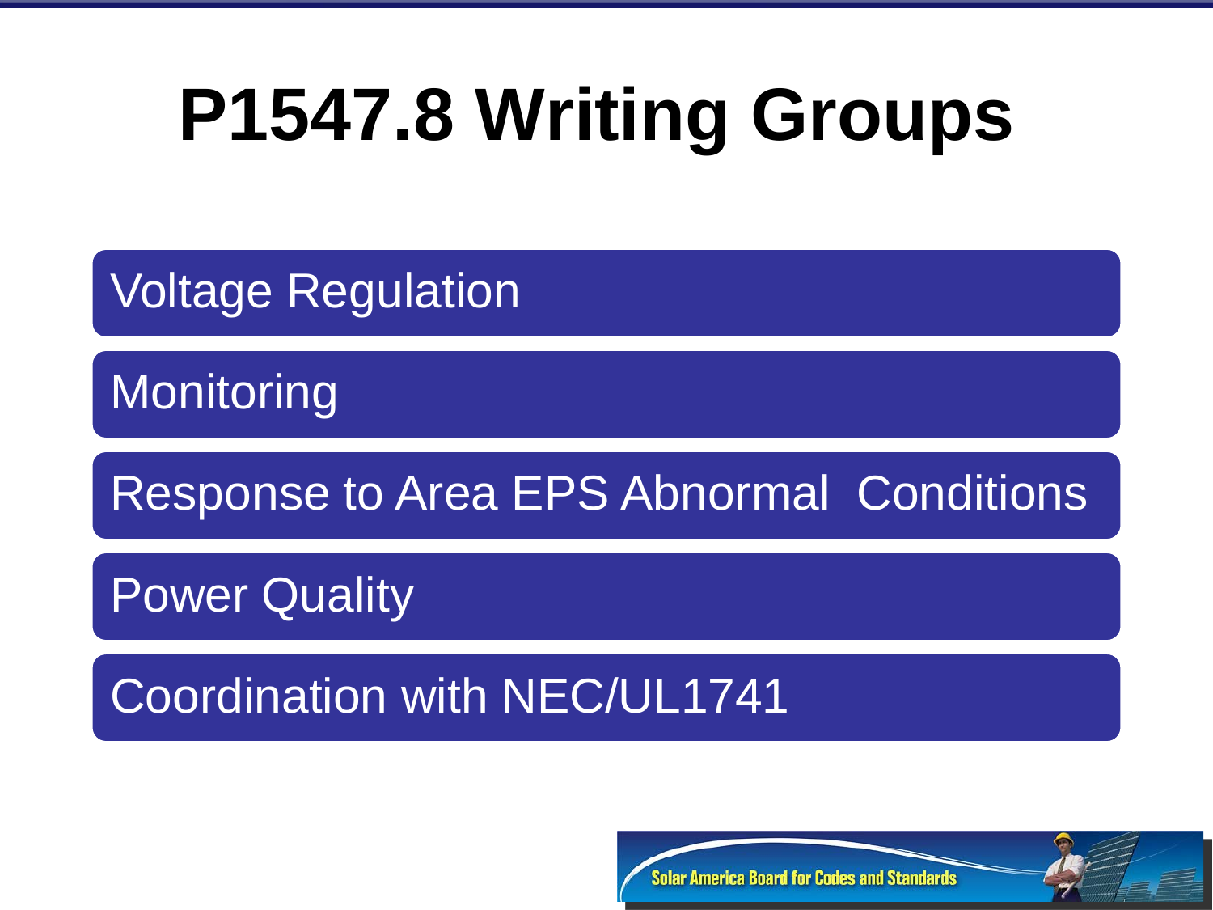# P1547.8 Writing Groups

- Voltage Regulation
- Monitoring
- Response to Area EPS Abnormal Conditions
- Power Quality
- Coordination with NEC/UL1741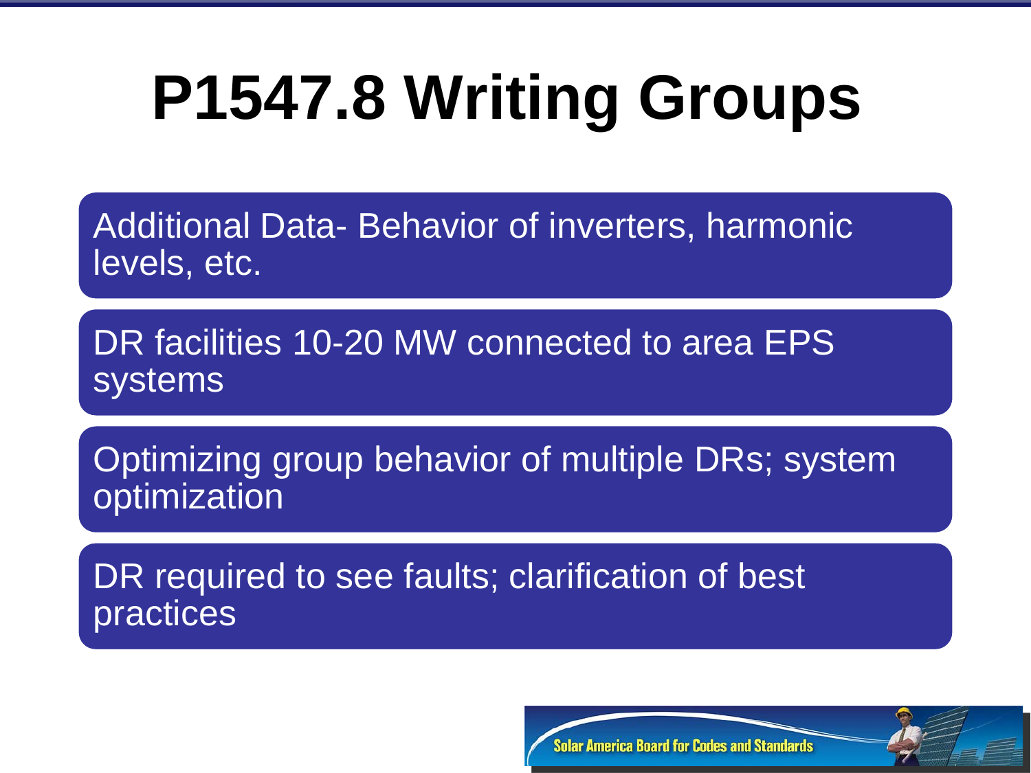# P1547.8 Writing Groups

- Additional Data- Behavior of inverters, harmonic levels, etc.
- DR facilities 10-20 MW connected to area EPS systems
- Optimizing group behavior of multiple DRs; system optimization
- DR required to see faults; clarification of best practices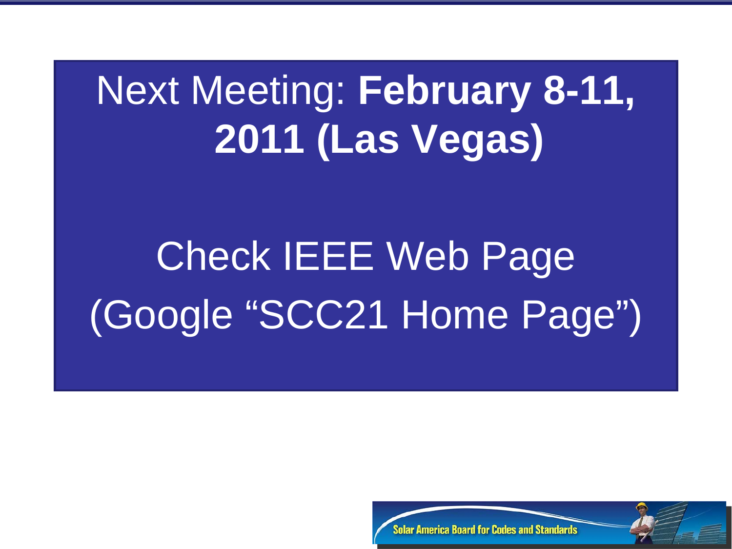Next Meeting: **February 8-11, 2011 (Las Vegas)**

Check IEEE Web Page (Google "SCC21 Home Page")